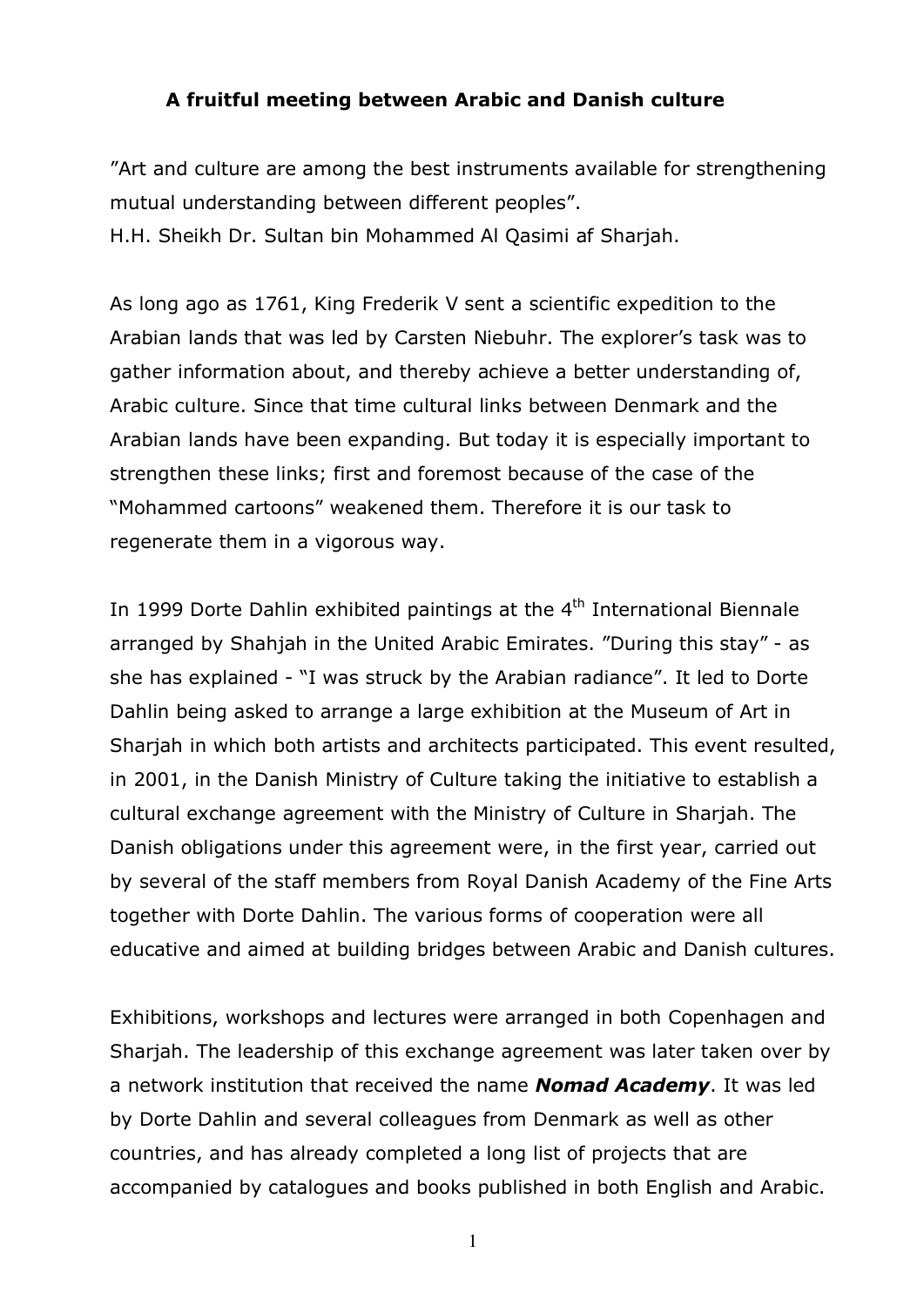### A fruitful meeting between Arabic and Danish culture

”Art and culture are among the best instruments available for strengthening mutual understanding between different peoples”.
H.H. Sheikh Dr. Sultan bin Mohammed Al Qasimi af Sharjah.

As long ago as 1761, King Frederik V sent a scientific expedition to the Arabian lands that was led by Carsten Niebuhr. The explorer's task was to gather information about, and thereby achieve a better understanding of, Arabic culture. Since that time cultural links between Denmark and the Arabian lands have been expanding. But today it is especially important to strengthen these links; first and foremost because of the case of the "Mohammed cartoons" weakened them. Therefore it is our task to regenerate them in a vigorous way.

In 1999 Dorte Dahlin exhibited paintings at the 4th International Biennale arranged by Shahjah in the United Arabic Emirates. ”During this stay” - as she has explained - "I was struck by the Arabian radiance”. It led to Dorte Dahlin being asked to arrange a large exhibition at the Museum of Art in Sharjah in which both artists and architects participated. This event resulted, in 2001, in the Danish Ministry of Culture taking the initiative to establish a cultural exchange agreement with the Ministry of Culture in Sharjah. The Danish obligations under this agreement were, in the first year, carried out by several of the staff members from Royal Danish Academy of the Fine Arts together with Dorte Dahlin. The various forms of cooperation were all educative and aimed at building bridges between Arabic and Danish cultures.

Exhibitions, workshops and lectures were arranged in both Copenhagen and Sharjah. The leadership of this exchange agreement was later taken over by a network institution that received the name ***Nomad Academy***. It was led by Dorte Dahlin and several colleagues from Denmark as well as other countries, and has already completed a long list of projects that are accompanied by catalogues and books published in both English and Arabic.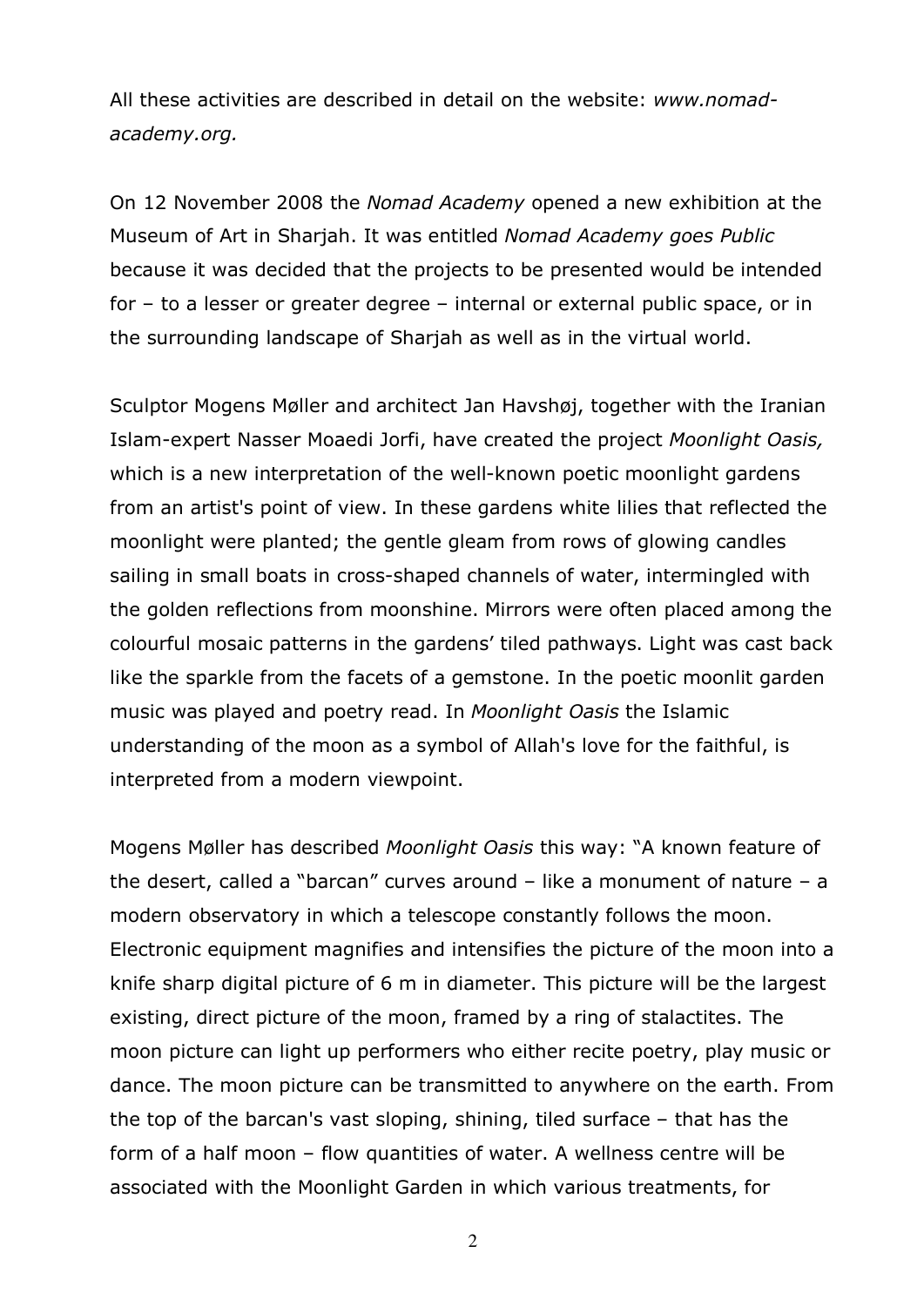All these activities are described in detail on the website: *www.nomad-academy.org.*

On 12 November 2008 the *Nomad Academy* opened a new exhibition at the Museum of Art in Sharjah. It was entitled *Nomad Academy goes Public* because it was decided that the projects to be presented would be intended for – to a lesser or greater degree – internal or external public space, or in the surrounding landscape of Sharjah as well as in the virtual world.

Sculptor Mogens Møller and architect Jan Havshøj, together with the Iranian Islam-expert Nasser Moaedi Jorfi, have created the project *Moonlight Oasis,* which is a new interpretation of the well-known poetic moonlight gardens from an artist's point of view. In these gardens white lilies that reflected the moonlight were planted; the gentle gleam from rows of glowing candles sailing in small boats in cross-shaped channels of water, intermingled with the golden reflections from moonshine. Mirrors were often placed among the colourful mosaic patterns in the gardens' tiled pathways. Light was cast back like the sparkle from the facets of a gemstone. In the poetic moonlit garden music was played and poetry read. In *Moonlight Oasis* the Islamic understanding of the moon as a symbol of Allah's love for the faithful, is interpreted from a modern viewpoint.

Mogens Møller has described *Moonlight Oasis* this way: "A known feature of the desert, called a "barcan" curves around – like a monument of nature – a modern observatory in which a telescope constantly follows the moon. Electronic equipment magnifies and intensifies the picture of the moon into a knife sharp digital picture of 6 m in diameter. This picture will be the largest existing, direct picture of the moon, framed by a ring of stalactites. The moon picture can light up performers who either recite poetry, play music or dance. The moon picture can be transmitted to anywhere on the earth. From the top of the barcan's vast sloping, shining, tiled surface – that has the form of a half moon – flow quantities of water. A wellness centre will be associated with the Moonlight Garden in which various treatments, for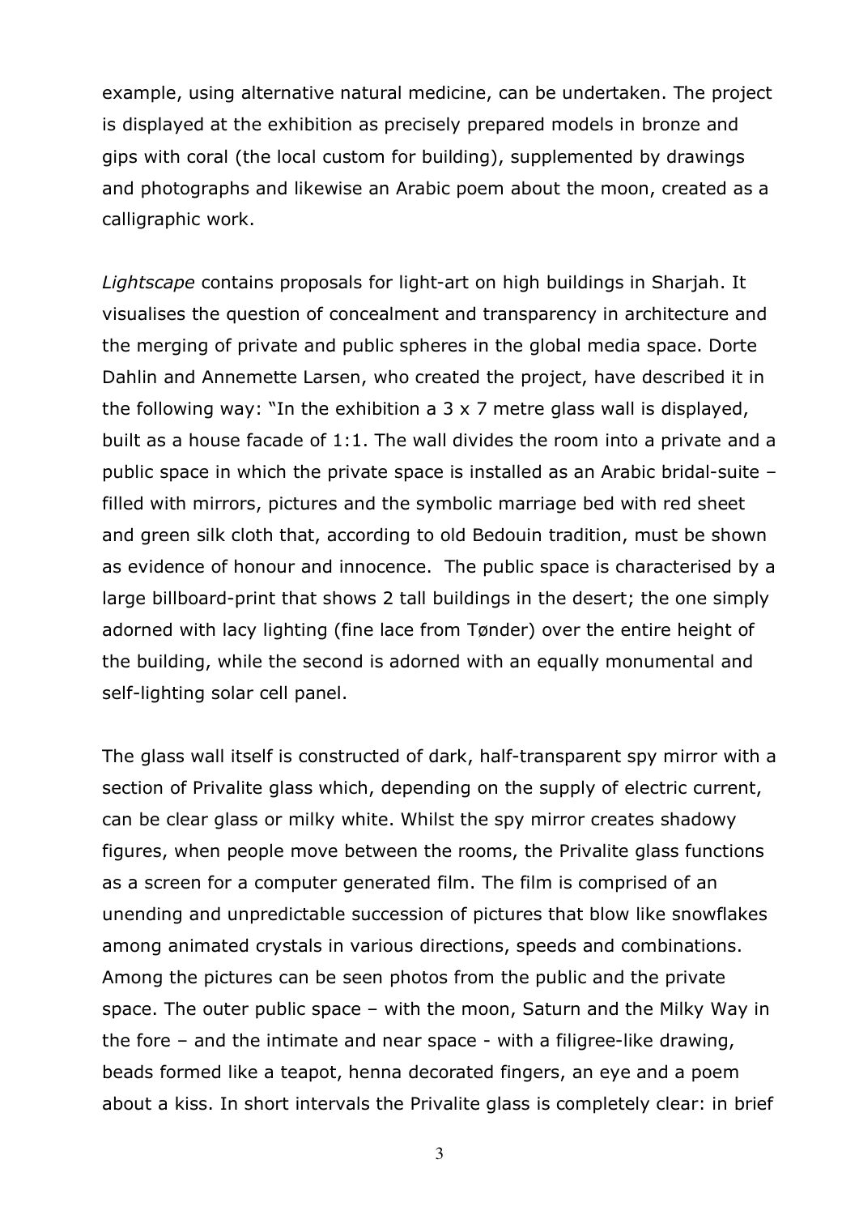example, using alternative natural medicine, can be undertaken. The project is displayed at the exhibition as precisely prepared models in bronze and gips with coral (the local custom for building), supplemented by drawings and photographs and likewise an Arabic poem about the moon, created as a calligraphic work.

*Lightscape* contains proposals for light-art on high buildings in Sharjah. It visualises the question of concealment and transparency in architecture and the merging of private and public spheres in the global media space. Dorte Dahlin and Annemette Larsen, who created the project, have described it in the following way: "In the exhibition a 3 x 7 metre glass wall is displayed, built as a house facade of 1:1. The wall divides the room into a private and a public space in which the private space is installed as an Arabic bridal-suite – filled with mirrors, pictures and the symbolic marriage bed with red sheet and green silk cloth that, according to old Bedouin tradition, must be shown as evidence of honour and innocence. The public space is characterised by a large billboard-print that shows 2 tall buildings in the desert; the one simply adorned with lacy lighting (fine lace from Tønder) over the entire height of the building, while the second is adorned with an equally monumental and self-lighting solar cell panel.

The glass wall itself is constructed of dark, half-transparent spy mirror with a section of Privalite glass which, depending on the supply of electric current, can be clear glass or milky white. Whilst the spy mirror creates shadowy figures, when people move between the rooms, the Privalite glass functions as a screen for a computer generated film. The film is comprised of an unending and unpredictable succession of pictures that blow like snowflakes among animated crystals in various directions, speeds and combinations. Among the pictures can be seen photos from the public and the private space. The outer public space – with the moon, Saturn and the Milky Way in the fore – and the intimate and near space - with a filigree-like drawing, beads formed like a teapot, henna decorated fingers, an eye and a poem about a kiss. In short intervals the Privalite glass is completely clear: in brief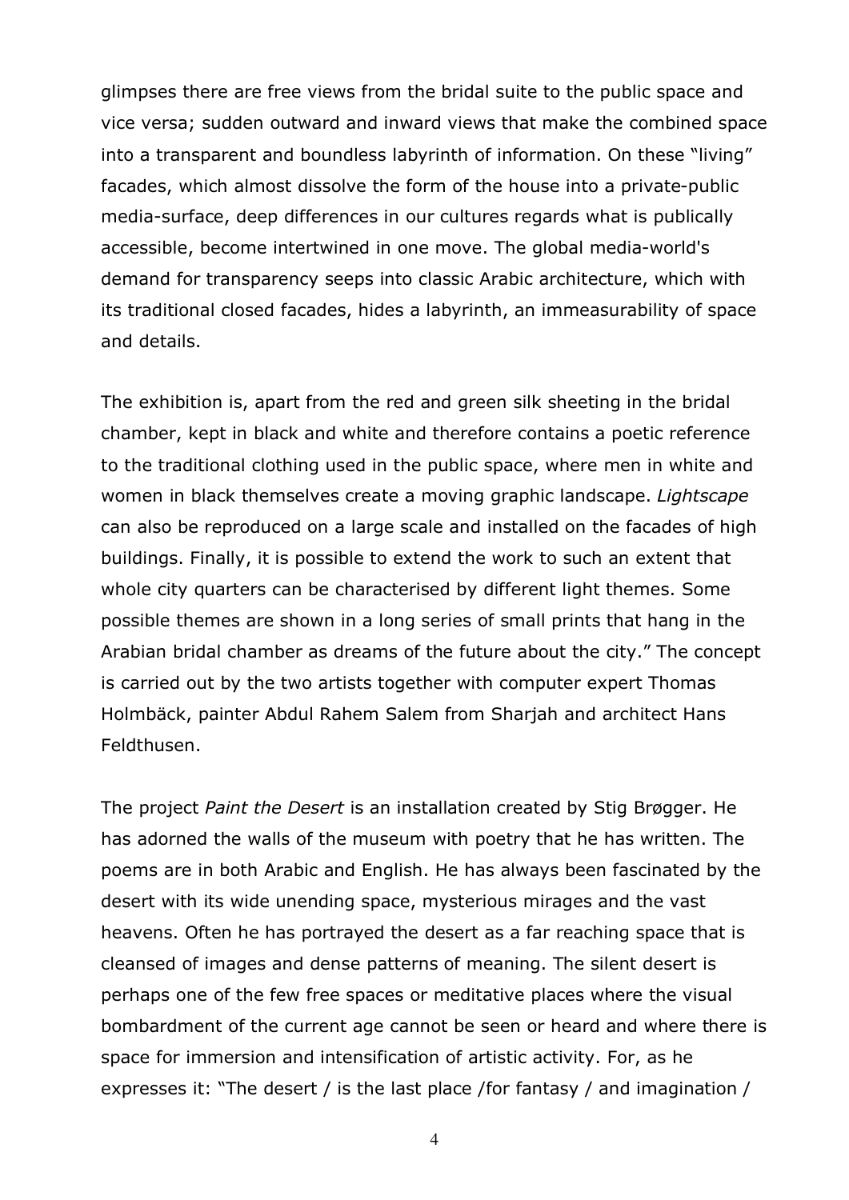glimpses there are free views from the bridal suite to the public space and vice versa; sudden outward and inward views that make the combined space into a transparent and boundless labyrinth of information. On these "living" facades, which almost dissolve the form of the house into a private-public media-surface, deep differences in our cultures regards what is publically accessible, become intertwined in one move. The global media-world's demand for transparency seeps into classic Arabic architecture, which with its traditional closed facades, hides a labyrinth, an immeasurability of space and details.

The exhibition is, apart from the red and green silk sheeting in the bridal chamber, kept in black and white and therefore contains a poetic reference to the traditional clothing used in the public space, where men in white and women in black themselves create a moving graphic landscape. *Lightscape* can also be reproduced on a large scale and installed on the facades of high buildings. Finally, it is possible to extend the work to such an extent that whole city quarters can be characterised by different light themes. Some possible themes are shown in a long series of small prints that hang in the Arabian bridal chamber as dreams of the future about the city." The concept is carried out by the two artists together with computer expert Thomas Holmbäck, painter Abdul Rahem Salem from Sharjah and architect Hans Feldthusen.

The project *Paint the Desert* is an installation created by Stig Brøgger. He has adorned the walls of the museum with poetry that he has written. The poems are in both Arabic and English. He has always been fascinated by the desert with its wide unending space, mysterious mirages and the vast heavens. Often he has portrayed the desert as a far reaching space that is cleansed of images and dense patterns of meaning. The silent desert is perhaps one of the few free spaces or meditative places where the visual bombardment of the current age cannot be seen or heard and where there is space for immersion and intensification of artistic activity. For, as he expresses it: "The desert / is the last place /for fantasy / and imagination /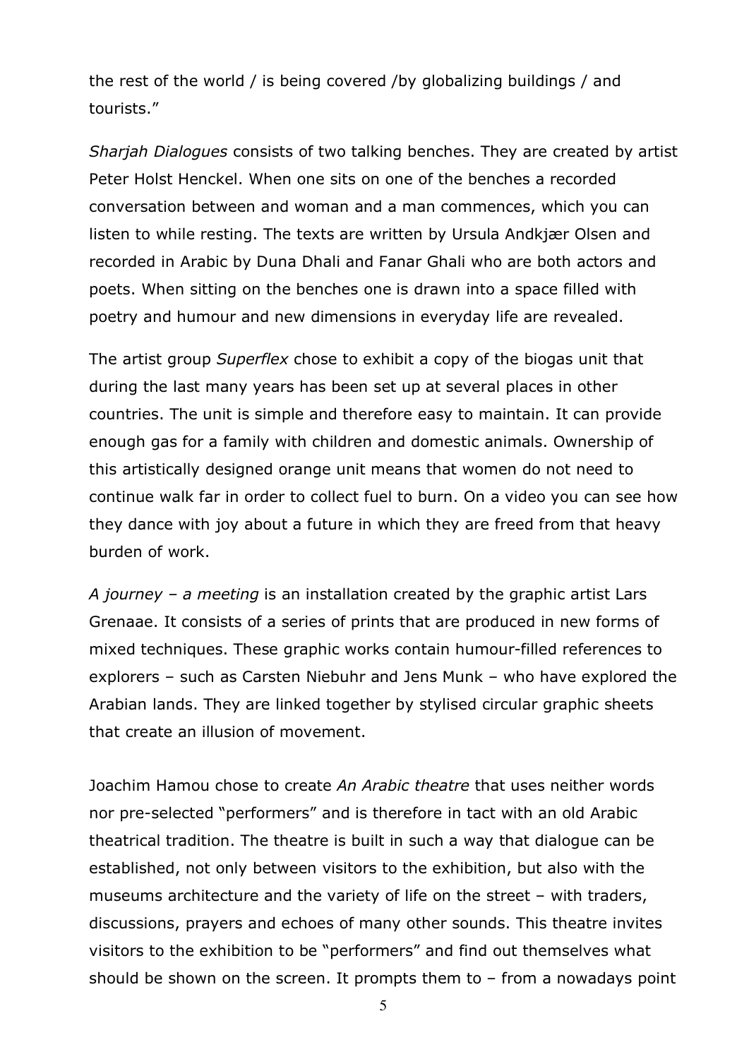the rest of the world / is being covered /by globalizing buildings / and tourists."

*Sharjah Dialogues* consists of two talking benches. They are created by artist Peter Holst Henckel. When one sits on one of the benches a recorded conversation between and woman and a man commences, which you can listen to while resting. The texts are written by Ursula Andkjær Olsen and recorded in Arabic by Duna Dhali and Fanar Ghali who are both actors and poets. When sitting on the benches one is drawn into a space filled with poetry and humour and new dimensions in everyday life are revealed.

The artist group *Superflex* chose to exhibit a copy of the biogas unit that during the last many years has been set up at several places in other countries. The unit is simple and therefore easy to maintain. It can provide enough gas for a family with children and domestic animals. Ownership of this artistically designed orange unit means that women do not need to continue walk far in order to collect fuel to burn. On a video you can see how they dance with joy about a future in which they are freed from that heavy burden of work.

*A journey – a meeting* is an installation created by the graphic artist Lars Grenaae. It consists of a series of prints that are produced in new forms of mixed techniques. These graphic works contain humour-filled references to explorers – such as Carsten Niebuhr and Jens Munk – who have explored the Arabian lands. They are linked together by stylised circular graphic sheets that create an illusion of movement.

Joachim Hamou chose to create *An Arabic theatre* that uses neither words nor pre-selected "performers" and is therefore in tact with an old Arabic theatrical tradition. The theatre is built in such a way that dialogue can be established, not only between visitors to the exhibition, but also with the museums architecture and the variety of life on the street – with traders, discussions, prayers and echoes of many other sounds. This theatre invites visitors to the exhibition to be "performers" and find out themselves what should be shown on the screen. It prompts them to – from a nowadays point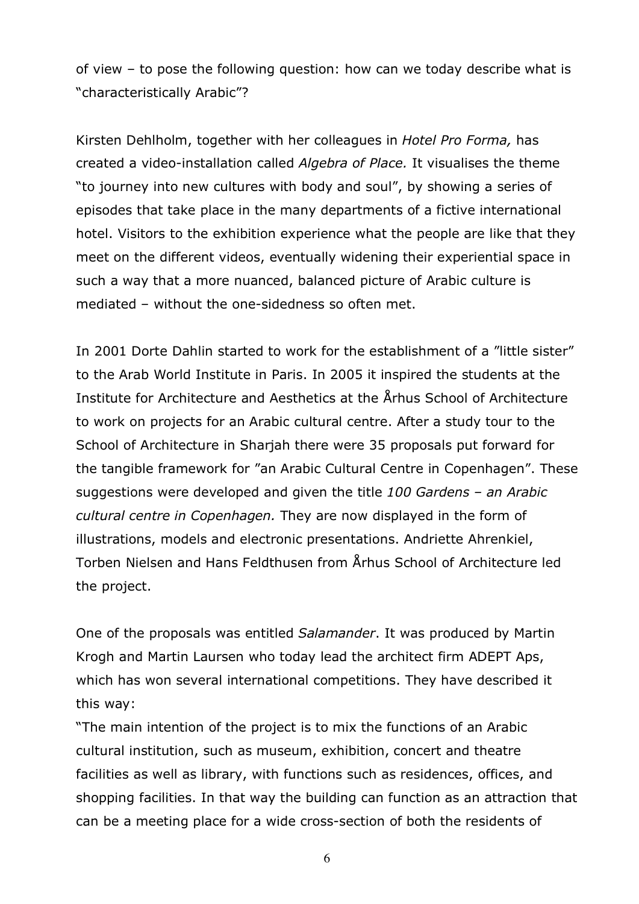of view – to pose the following question: how can we today describe what is "characteristically Arabic"?

Kirsten Dehlholm, together with her colleagues in *Hotel Pro Forma,* has created a video-installation called *Algebra of Place.* It visualises the theme "to journey into new cultures with body and soul", by showing a series of episodes that take place in the many departments of a fictive international hotel. Visitors to the exhibition experience what the people are like that they meet on the different videos, eventually widening their experiential space in such a way that a more nuanced, balanced picture of Arabic culture is mediated – without the one-sidedness so often met.

In 2001 Dorte Dahlin started to work for the establishment of a "little sister" to the Arab World Institute in Paris. In 2005 it inspired the students at the Institute for Architecture and Aesthetics at the Århus School of Architecture to work on projects for an Arabic cultural centre. After a study tour to the School of Architecture in Sharjah there were 35 proposals put forward for the tangible framework for "an Arabic Cultural Centre in Copenhagen". These suggestions were developed and given the title *100 Gardens – an Arabic cultural centre in Copenhagen.* They are now displayed in the form of illustrations, models and electronic presentations. Andriette Ahrenkiel, Torben Nielsen and Hans Feldthusen from Århus School of Architecture led the project.

One of the proposals was entitled *Salamander*. It was produced by Martin Krogh and Martin Laursen who today lead the architect firm ADEPT Aps, which has won several international competitions. They have described it this way:
"The main intention of the project is to mix the functions of an Arabic cultural institution, such as museum, exhibition, concert and theatre facilities as well as library, with functions such as residences, offices, and shopping facilities. In that way the building can function as an attraction that can be a meeting place for a wide cross-section of both the residents of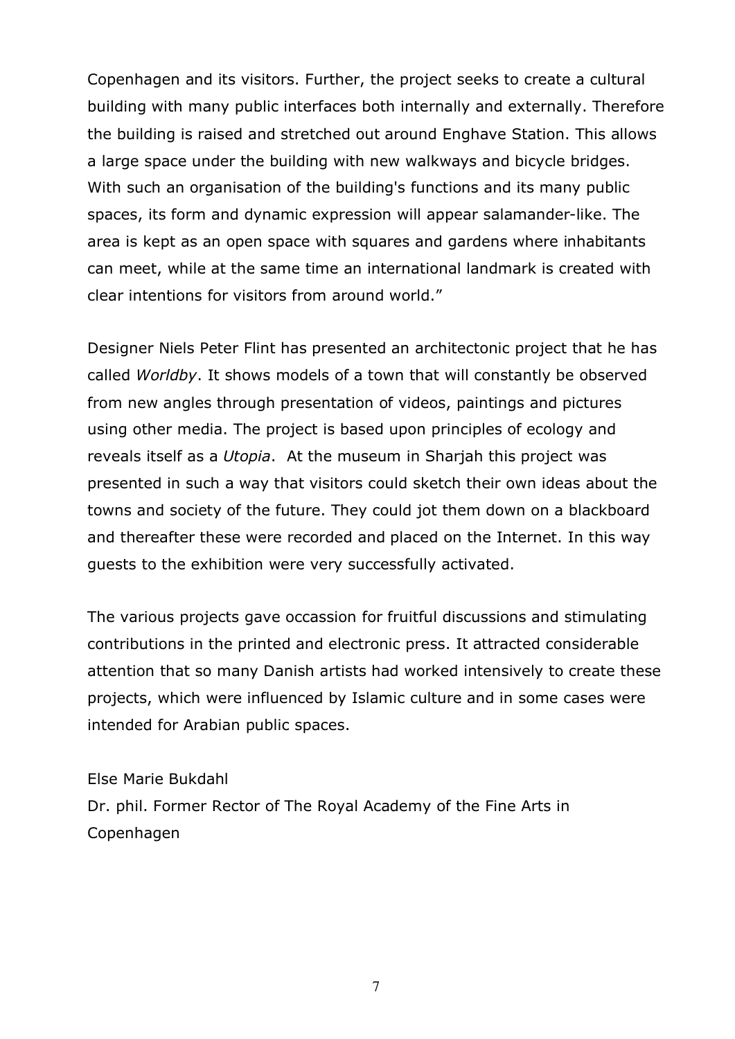Copenhagen and its visitors. Further, the project seeks to create a cultural building with many public interfaces both internally and externally. Therefore the building is raised and stretched out around Enghave Station. This allows a large space under the building with new walkways and bicycle bridges. With such an organisation of the building's functions and its many public spaces, its form and dynamic expression will appear salamander-like. The area is kept as an open space with squares and gardens where inhabitants can meet, while at the same time an international landmark is created with clear intentions for visitors from around world."

Designer Niels Peter Flint has presented an architectonic project that he has called *Worldby*. It shows models of a town that will constantly be observed from new angles through presentation of videos, paintings and pictures using other media. The project is based upon principles of ecology and reveals itself as a *Utopia*. At the museum in Sharjah this project was presented in such a way that visitors could sketch their own ideas about the towns and society of the future. They could jot them down on a blackboard and thereafter these were recorded and placed on the Internet. In this way guests to the exhibition were very successfully activated.

The various projects gave occassion for fruitful discussions and stimulating contributions in the printed and electronic press. It attracted considerable attention that so many Danish artists had worked intensively to create these projects, which were influenced by Islamic culture and in some cases were intended for Arabian public spaces.

Else Marie Bukdahl
Dr. phil. Former Rector of The Royal Academy of the Fine Arts in Copenhagen